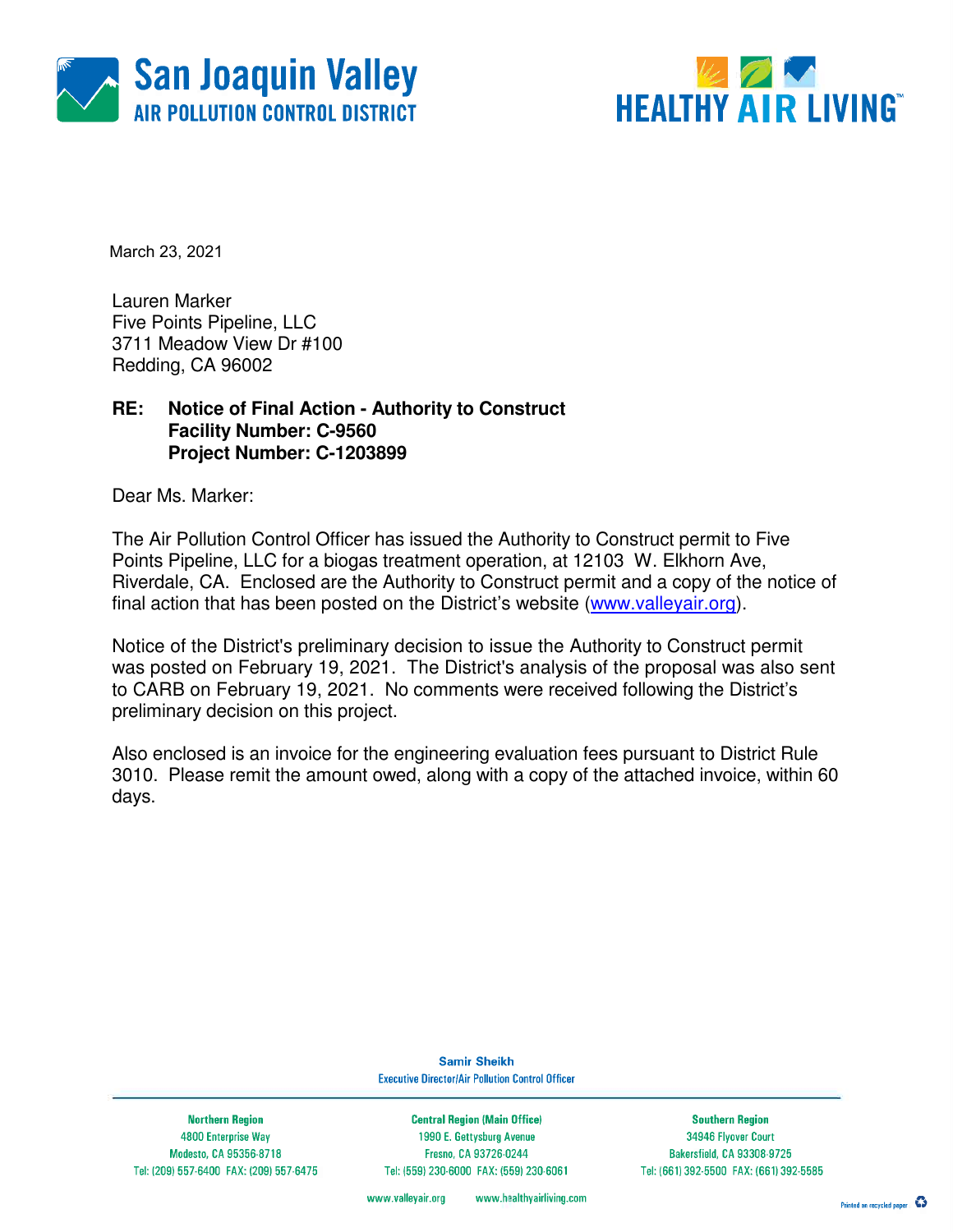San Joaquin Valley
AIR POLLUTION CONTROL DISTRICT

HEALTHY AIR LIVING™

March 23, 2021

Lauren Marker
Five Points Pipeline, LLC
3711 Meadow View Dr #100
Redding, CA 96002

**RE: Notice of Final Action - Authority to Construct**
**Facility Number: C-9560**
**Project Number: C-1203899**

Dear Ms. Marker:

The Air Pollution Control Officer has issued the Authority to Construct permit to Five Points Pipeline, LLC for a biogas treatment operation, at 12103 W. Elkhorn Ave, Riverdale, CA. Enclosed are the Authority to Construct permit and a copy of the notice of final action that has been posted on the District's website (www.valleyair.org).

Notice of the District's preliminary decision to issue the Authority to Construct permit was posted on February 19, 2021. The District's analysis of the proposal was also sent to CARB on February 19, 2021. No comments were received following the District's preliminary decision on this project.

Also enclosed is an invoice for the engineering evaluation fees pursuant to District Rule 3010. Please remit the amount owed, along with a copy of the attached invoice, within 60 days.

**Samir Sheikh**
Executive Director/Air Pollution Control Officer

| Northern Region | Central Region (Main Office) | Southern Region |
|---|---|---|
| 4800 Enterprise Way | 1990 E. Gettysburg Avenue | 34946 Flyover Court |
| Modesto, CA 95356-8718 | Fresno, CA 93726-0244 | Bakersfield, CA 93308-9725 |
| Tel: (209) 557-6400 FAX: (209) 557-6475 | Tel: (559) 230-6000 FAX: (559) 230-6061 | Tel: (661) 392-5500 FAX: (661) 392-5585 |

www.valleyair.org www.healthyairliving.com

Printed on recycled paper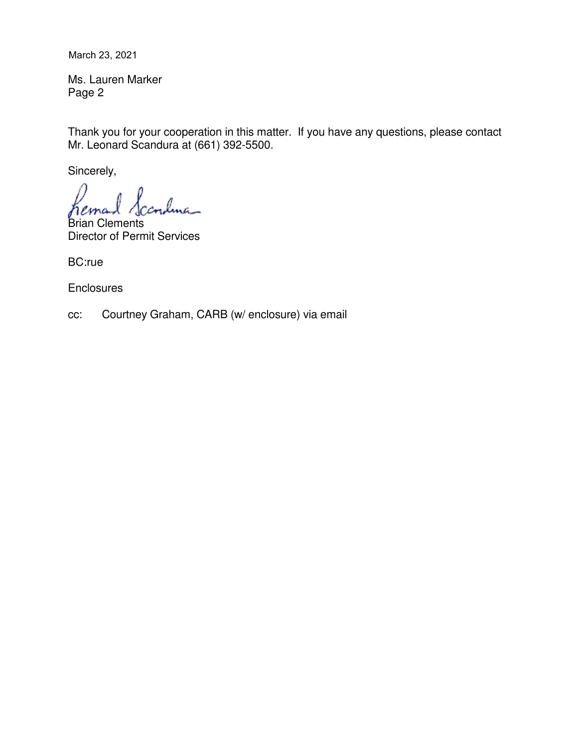March 23, 2021

Ms. Lauren Marker
Page 2

Thank you for your cooperation in this matter. If you have any questions, please contact Mr. Leonard Scandura at (661) 392-5500.

Sincerely,

Brian Clements
Director of Permit Services

BC:rue

Enclosures

cc: Courtney Graham, CARB (w/ enclosure) via email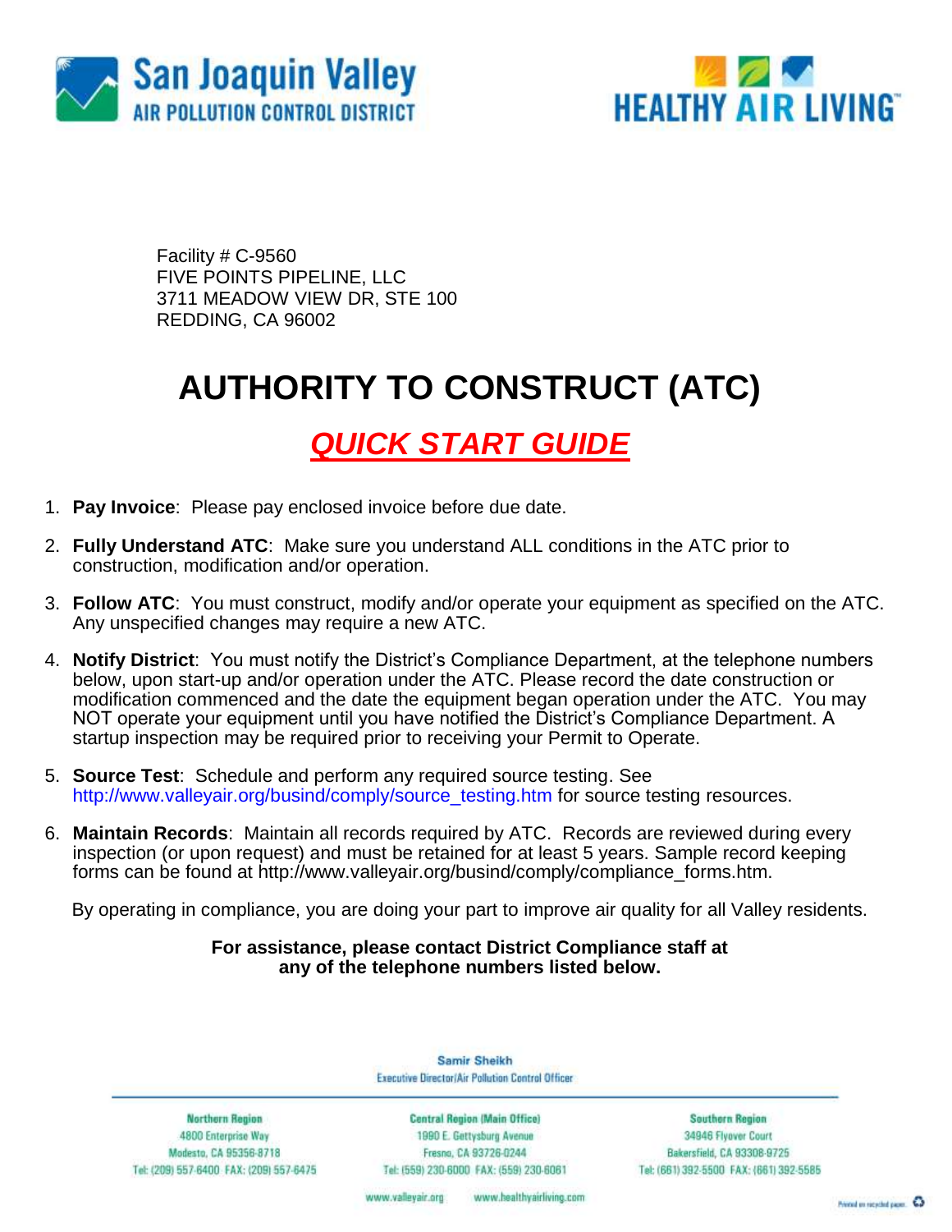San Joaquin Valley
AIR POLLUTION CONTROL DISTRICT

HEALTHY AIR LIVING™

Facility # C-9560
FIVE POINTS PIPELINE, LLC
3711 MEADOW VIEW DR, STE 100
REDDING, CA 96002

# AUTHORITY TO CONSTRUCT (ATC)

## *QUICK START GUIDE*

1. **Pay Invoice**: Please pay enclosed invoice before due date.
2. **Fully Understand ATC**: Make sure you understand ALL conditions in the ATC prior to construction, modification and/or operation.
3. **Follow ATC**: You must construct, modify and/or operate your equipment as specified on the ATC. Any unspecified changes may require a new ATC.
4. **Notify District**: You must notify the District's Compliance Department, at the telephone numbers below, upon start-up and/or operation under the ATC. Please record the date construction or modification commenced and the date the equipment began operation under the ATC. You may NOT operate your equipment until you have notified the District's Compliance Department. A startup inspection may be required prior to receiving your Permit to Operate.
5. **Source Test**: Schedule and perform any required source testing. See http://www.valleyair.org/busind/comply/source_testing.htm for source testing resources.
6. **Maintain Records**: Maintain all records required by ATC. Records are reviewed during every inspection (or upon request) and must be retained for at least 5 years. Sample record keeping forms can be found at http://www.valleyair.org/busind/comply/compliance_forms.htm.

By operating in compliance, you are doing your part to improve air quality for all Valley residents.

**For assistance, please contact District Compliance staff at any of the telephone numbers listed below.**

Samir Sheikh
Executive Director/Air Pollution Control Officer

| Northern Region | Central Region (Main Office) | Southern Region |
| --- | --- | --- |
| 4800 Enterprise Way | 1990 E. Gettysburg Avenue | 34946 Flyover Court |
| Modesto, CA 95356-8718 | Fresno, CA 93726-0244 | Bakersfield, CA 93308-9725 |
| Tel: (209) 557-6400 FAX: (209) 557-6475 | Tel: (559) 230-6000 FAX: (559) 230-6061 | Tel: (661) 392-5500 FAX: (661) 392-5585 |

www.valleyair.org www.healthyairliving.com

Printed on recycled paper.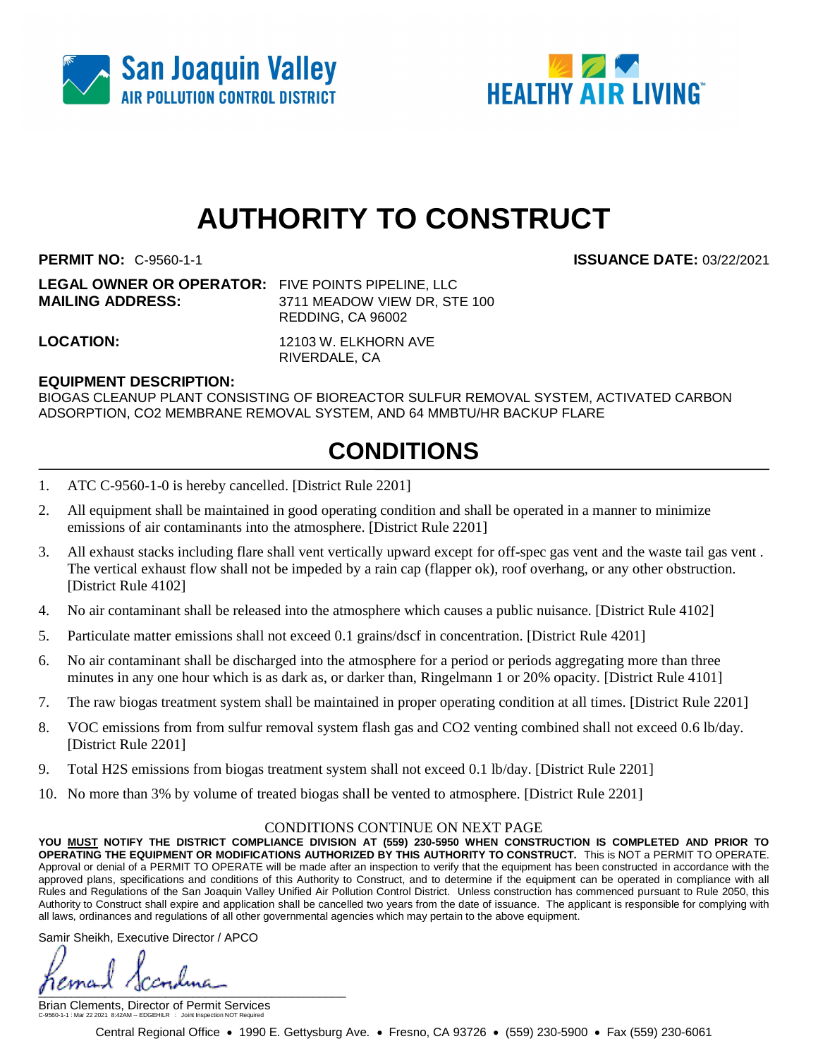# AUTHORITY TO CONSTRUCT

**PERMIT NO:** C-9560-1-1 **ISSUANCE DATE:** 03/22/2021

**LEGAL OWNER OR OPERATOR:** FIVE POINTS PIPELINE, LLC
**MAILING ADDRESS:** 3711 MEADOW VIEW DR, STE 100
REDDING, CA 96002

**LOCATION:** 12103 W. ELKHORN AVE
RIVERDALE, CA

**EQUIPMENT DESCRIPTION:**
BIOGAS CLEANUP PLANT CONSISTING OF BIOREACTOR SULFUR REMOVAL SYSTEM, ACTIVATED CARBON ADSORPTION, CO2 MEMBRANE REMOVAL SYSTEM, AND 64 MMBTU/HR BACKUP FLARE

## CONDITIONS

1. ATC C-9560-1-0 is hereby cancelled. [District Rule 2201]
2. All equipment shall be maintained in good operating condition and shall be operated in a manner to minimize emissions of air contaminants into the atmosphere. [District Rule 2201]
3. All exhaust stacks including flare shall vent vertically upward except for off-spec gas vent and the waste tail gas vent . The vertical exhaust flow shall not be impeded by a rain cap (flapper ok), roof overhang, or any other obstruction. [District Rule 4102]
4. No air contaminant shall be released into the atmosphere which causes a public nuisance. [District Rule 4102]
5. Particulate matter emissions shall not exceed 0.1 grains/dscf in concentration. [District Rule 4201]
6. No air contaminant shall be discharged into the atmosphere for a period or periods aggregating more than three minutes in any one hour which is as dark as, or darker than, Ringelmann 1 or 20% opacity. [District Rule 4101]
7. The raw biogas treatment system shall be maintained in proper operating condition at all times. [District Rule 2201]
8. VOC emissions from from sulfur removal system flash gas and CO2 venting combined shall not exceed 0.6 lb/day. [District Rule 2201]
9. Total H2S emissions from biogas treatment system shall not exceed 0.1 lb/day. [District Rule 2201]
10. No more than 3% by volume of treated biogas shall be vented to atmosphere. [District Rule 2201]

CONDITIONS CONTINUE ON NEXT PAGE

**YOU MUST NOTIFY THE DISTRICT COMPLIANCE DIVISION AT (559) 230-5950 WHEN CONSTRUCTION IS COMPLETED AND PRIOR TO OPERATING THE EQUIPMENT OR MODIFICATIONS AUTHORIZED BY THIS AUTHORITY TO CONSTRUCT.** This is NOT a PERMIT TO OPERATE. Approval or denial of a PERMIT TO OPERATE will be made after an inspection to verify that the equipment has been constructed in accordance with the approved plans, specifications and conditions of this Authority to Construct, and to determine if the equipment can be operated in compliance with all Rules and Regulations of the San Joaquin Valley Unified Air Pollution Control District. Unless construction has commenced pursuant to Rule 2050, this Authority to Construct shall expire and application shall be cancelled two years from the date of issuance. The applicant is responsible for complying with all laws, ordinances and regulations of all other governmental agencies which may pertain to the above equipment.

Samir Sheikh, Executive Director / APCO

Brian Clements, Director of Permit Services

C-9560-1-1 : Mar 22 2021 8:42AM -- EDGEHILR : Joint Inspection NOT Required

Central Regional Office • 1990 E. Gettysburg Ave. • Fresno, CA 93726 • (559) 230-5900 • Fax (559) 230-6061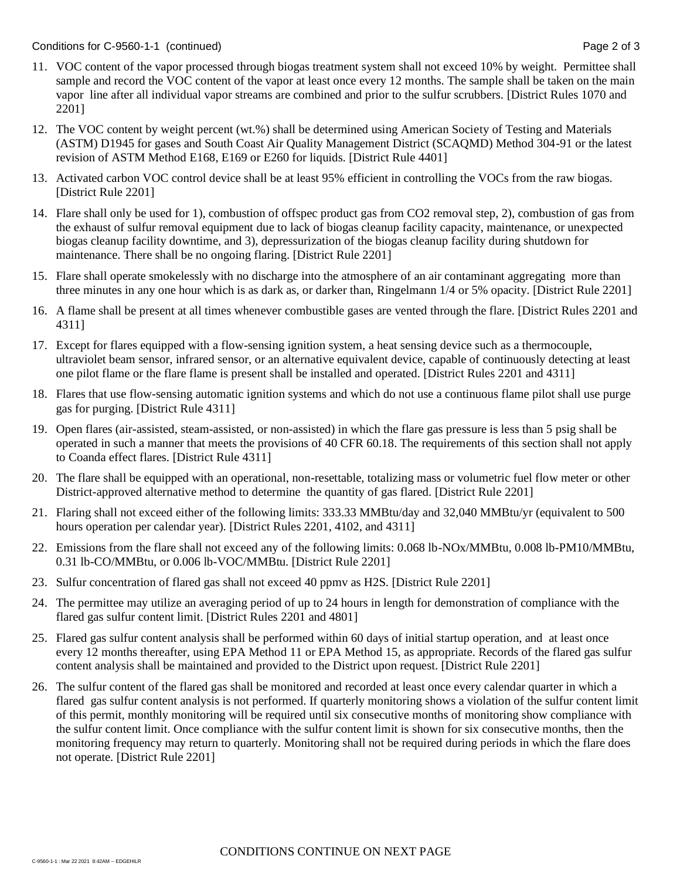11. VOC content of the vapor processed through biogas treatment system shall not exceed 10% by weight. Permittee shall sample and record the VOC content of the vapor at least once every 12 months. The sample shall be taken on the main vapor line after all individual vapor streams are combined and prior to the sulfur scrubbers. [District Rules 1070 and 2201]

12. The VOC content by weight percent (wt.%) shall be determined using American Society of Testing and Materials (ASTM) D1945 for gases and South Coast Air Quality Management District (SCAQMD) Method 304-91 or the latest revision of ASTM Method E168, E169 or E260 for liquids. [District Rule 4401]

13. Activated carbon VOC control device shall be at least 95% efficient in controlling the VOCs from the raw biogas. [District Rule 2201]

14. Flare shall only be used for 1), combustion of offspec product gas from $CO_2$ removal step, 2), combustion of gas from the exhaust of sulfur removal equipment due to lack of biogas cleanup facility capacity, maintenance, or unexpected biogas cleanup facility downtime, and 3), depressurization of the biogas cleanup facility during shutdown for maintenance. There shall be no ongoing flaring. [District Rule 2201]

15. Flare shall operate smokelessly with no discharge into the atmosphere of an air contaminant aggregating more than three minutes in any one hour which is as dark as, or darker than, Ringelmann 1/4 or 5% opacity. [District Rule 2201]

16. A flame shall be present at all times whenever combustible gases are vented through the flare. [District Rules 2201 and 4311]

17. Except for flares equipped with a flow-sensing ignition system, a heat sensing device such as a thermocouple, ultraviolet beam sensor, infrared sensor, or an alternative equivalent device, capable of continuously detecting at least one pilot flame or the flare flame is present shall be installed and operated. [District Rules 2201 and 4311]

18. Flares that use flow-sensing automatic ignition systems and which do not use a continuous flame pilot shall use purge gas for purging. [District Rule 4311]

19. Open flares (air-assisted, steam-assisted, or non-assisted) in which the flare gas pressure is less than 5 psig shall be operated in such a manner that meets the provisions of 40 CFR 60.18. The requirements of this section shall not apply to Coanda effect flares. [District Rule 4311]

20. The flare shall be equipped with an operational, non-resettable, totalizing mass or volumetric fuel flow meter or other District-approved alternative method to determine the quantity of gas flared. [District Rule 2201]

21. Flaring shall not exceed either of the following limits: 333.33 MMBtu/day and 32,040 MMBtu/yr (equivalent to 500 hours operation per calendar year). [District Rules 2201, 4102, and 4311]

22. Emissions from the flare shall not exceed any of the following limits: 0.068 lb-NOx/MMBtu, 0.008 lb-PM10/MMBtu, 0.31 lb-CO/MMBtu, or 0.006 lb-VOC/MMBtu. [District Rule 2201]

23. Sulfur concentration of flared gas shall not exceed 40 ppmv as $H_2S$. [District Rule 2201]

24. The permittee may utilize an averaging period of up to 24 hours in length for demonstration of compliance with the flared gas sulfur content limit. [District Rules 2201 and 4801]

25. Flared gas sulfur content analysis shall be performed within 60 days of initial startup operation, and at least once every 12 months thereafter, using EPA Method 11 or EPA Method 15, as appropriate. Records of the flared gas sulfur content analysis shall be maintained and provided to the District upon request. [District Rule 2201]

26. The sulfur content of the flared gas shall be monitored and recorded at least once every calendar quarter in which a flared gas sulfur content analysis is not performed. If quarterly monitoring shows a violation of the sulfur content limit of this permit, monthly monitoring will be required until six consecutive months of monitoring show compliance with the sulfur content limit. Once compliance with the sulfur content limit is shown for six consecutive months, then the monitoring frequency may return to quarterly. Monitoring shall not be required during periods in which the flare does not operate. [District Rule 2201]

CONDITIONS CONTINUE ON NEXT PAGE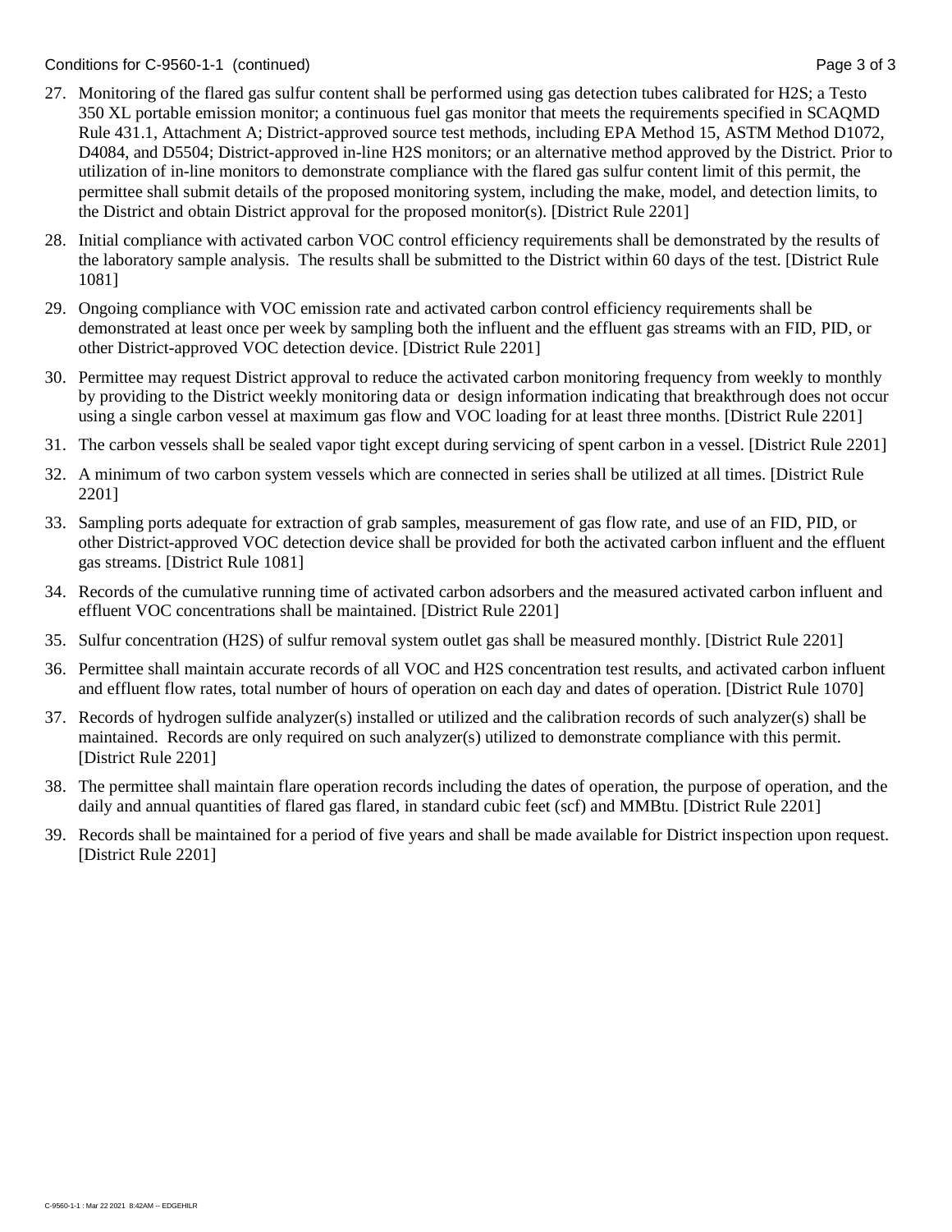27. Monitoring of the flared gas sulfur content shall be performed using gas detection tubes calibrated for $H_2S$; a Testo 350 XL portable emission monitor; a continuous fuel gas monitor that meets the requirements specified in SCAQMD Rule 431.1, Attachment A; District-approved source test methods, including EPA Method 15, ASTM Method D1072, D4084, and D5504; District-approved in-line $H_2S$ monitors; or an alternative method approved by the District. Prior to utilization of in-line monitors to demonstrate compliance with the flared gas sulfur content limit of this permit, the permittee shall submit details of the proposed monitoring system, including the make, model, and detection limits, to the District and obtain District approval for the proposed monitor(s). [District Rule 2201]

28. Initial compliance with activated carbon VOC control efficiency requirements shall be demonstrated by the results of the laboratory sample analysis. The results shall be submitted to the District within 60 days of the test. [District Rule 1081]

29. Ongoing compliance with VOC emission rate and activated carbon control efficiency requirements shall be demonstrated at least once per week by sampling both the influent and the effluent gas streams with an FID, PID, or other District-approved VOC detection device. [District Rule 2201]

30. Permittee may request District approval to reduce the activated carbon monitoring frequency from weekly to monthly by providing to the District weekly monitoring data or design information indicating that breakthrough does not occur using a single carbon vessel at maximum gas flow and VOC loading for at least three months. [District Rule 2201]

31. The carbon vessels shall be sealed vapor tight except during servicing of spent carbon in a vessel. [District Rule 2201]

32. A minimum of two carbon system vessels which are connected in series shall be utilized at all times. [District Rule 2201]

33. Sampling ports adequate for extraction of grab samples, measurement of gas flow rate, and use of an FID, PID, or other District-approved VOC detection device shall be provided for both the activated carbon influent and the effluent gas streams. [District Rule 1081]

34. Records of the cumulative running time of activated carbon adsorbers and the measured activated carbon influent and effluent VOC concentrations shall be maintained. [District Rule 2201]

35. Sulfur concentration ($H_2S$) of sulfur removal system outlet gas shall be measured monthly. [District Rule 2201]

36. Permittee shall maintain accurate records of all VOC and $H_2S$ concentration test results, and activated carbon influent and effluent flow rates, total number of hours of operation on each day and dates of operation. [District Rule 1070]

37. Records of hydrogen sulfide analyzer(s) installed or utilized and the calibration records of such analyzer(s) shall be maintained. Records are only required on such analyzer(s) utilized to demonstrate compliance with this permit. [District Rule 2201]

38. The permittee shall maintain flare operation records including the dates of operation, the purpose of operation, and the daily and annual quantities of flared gas flared, in standard cubic feet (scf) and MMBtu. [District Rule 2201]

39. Records shall be maintained for a period of five years and shall be made available for District inspection upon request. [District Rule 2201]